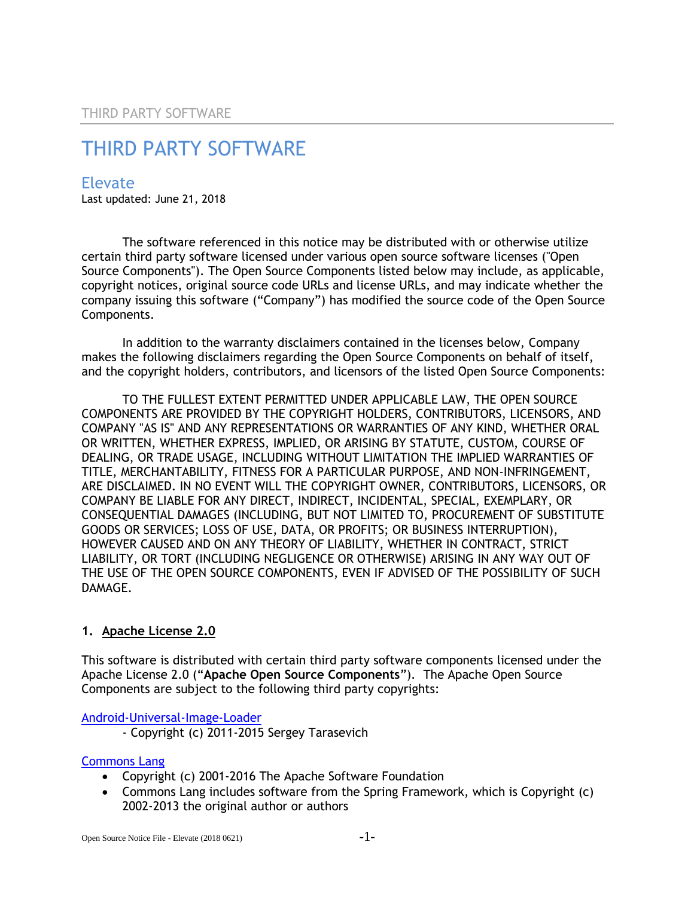# THIRD PARTY SOFTWARE

## Elevate

Last updated: June 21, 2018

The software referenced in this notice may be distributed with or otherwise utilize certain third party software licensed under various open source software licenses ("Open Source Components"). The Open Source Components listed below may include, as applicable, copyright notices, original source code URLs and license URLs, and may indicate whether the company issuing this software ("Company") has modified the source code of the Open Source Components.

In addition to the warranty disclaimers contained in the licenses below, Company makes the following disclaimers regarding the Open Source Components on behalf of itself, and the copyright holders, contributors, and licensors of the listed Open Source Components:

TO THE FULLEST EXTENT PERMITTED UNDER APPLICABLE LAW, THE OPEN SOURCE COMPONENTS ARE PROVIDED BY THE COPYRIGHT HOLDERS, CONTRIBUTORS, LICENSORS, AND COMPANY "AS IS" AND ANY REPRESENTATIONS OR WARRANTIES OF ANY KIND, WHETHER ORAL OR WRITTEN, WHETHER EXPRESS, IMPLIED, OR ARISING BY STATUTE, CUSTOM, COURSE OF DEALING, OR TRADE USAGE, INCLUDING WITHOUT LIMITATION THE IMPLIED WARRANTIES OF TITLE, MERCHANTABILITY, FITNESS FOR A PARTICULAR PURPOSE, AND NON-INFRINGEMENT, ARE DISCLAIMED. IN NO EVENT WILL THE COPYRIGHT OWNER, CONTRIBUTORS, LICENSORS, OR COMPANY BE LIABLE FOR ANY DIRECT, INDIRECT, INCIDENTAL, SPECIAL, EXEMPLARY, OR CONSEQUENTIAL DAMAGES (INCLUDING, BUT NOT LIMITED TO, PROCUREMENT OF SUBSTITUTE GOODS OR SERVICES; LOSS OF USE, DATA, OR PROFITS; OR BUSINESS INTERRUPTION), HOWEVER CAUSED AND ON ANY THEORY OF LIABILITY, WHETHER IN CONTRACT, STRICT LIABILITY, OR TORT (INCLUDING NEGLIGENCE OR OTHERWISE) ARISING IN ANY WAY OUT OF THE USE OF THE OPEN SOURCE COMPONENTS, EVEN IF ADVISED OF THE POSSIBILITY OF SUCH DAMAGE.

### 1. Apache License 2.0

This software is distributed with certain third party software components licensed under the Apache License 2.0 ("**Apache Open Source Components**"). The Apache Open Source Components are subject to the following third party copyrights:

Android-Universal-Image-Loader

- Copyright (c) 2011-2015 Sergey Tarasevich

Commons Lang

- Copyright (c) 2001-2016 The Apache Software Foundation
- Commons Lang includes software from the Spring Framework, which is Copyright (c) 2002-2013 the original author or authors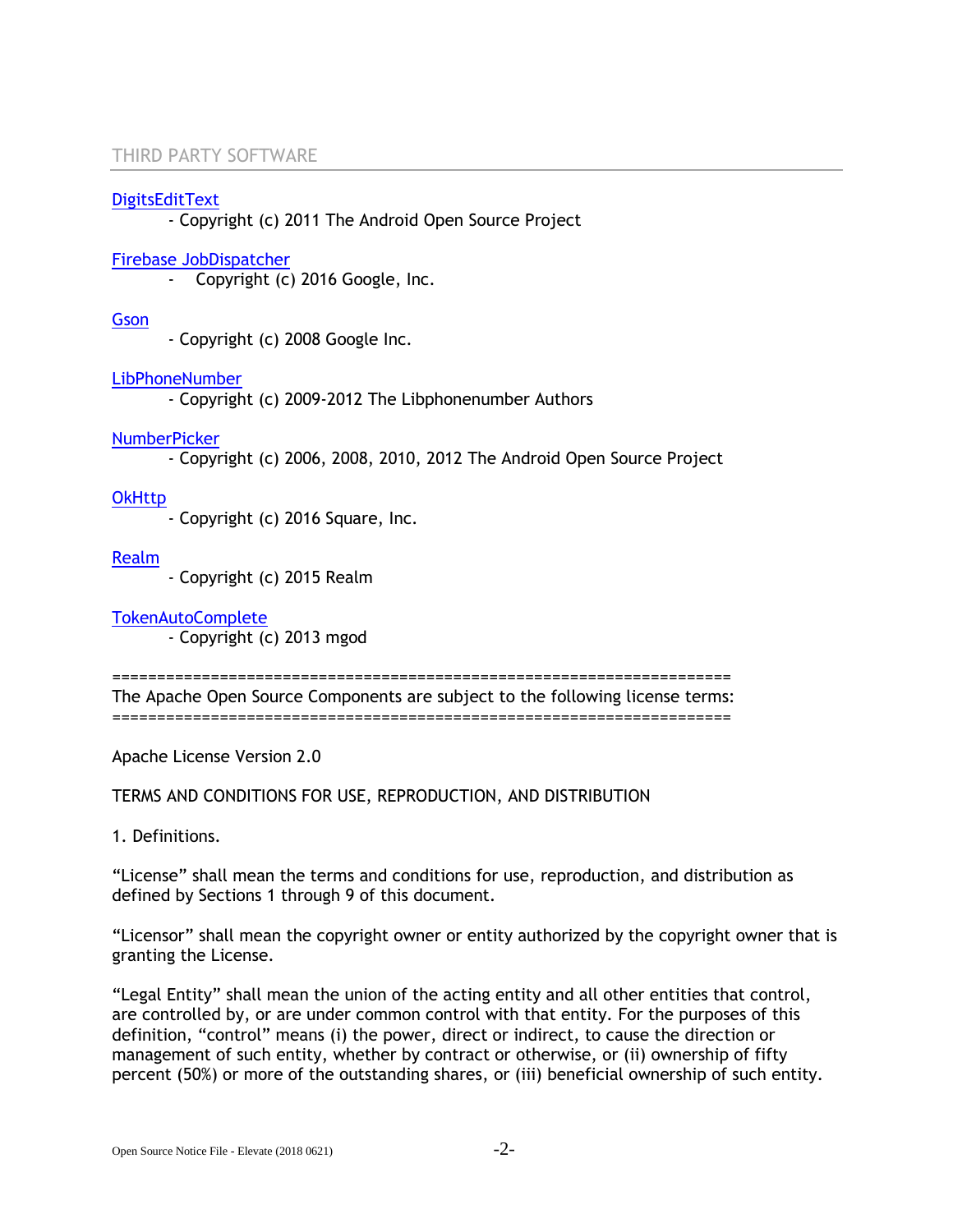## THIRD PARTY SOFTWARE

DigitsEditText
- Copyright (c) 2011 The Android Open Source Project

Firebase JobDispatcher
- Copyright (c) 2016 Google, Inc.

Gson
- Copyright (c) 2008 Google Inc.

LibPhoneNumber
- Copyright (c) 2009-2012 The Libphonenumber Authors

NumberPicker
- Copyright (c) 2006, 2008, 2010, 2012 The Android Open Source Project

OkHttp
- Copyright (c) 2016 Square, Inc.

Realm
- Copyright (c) 2015 Realm

TokenAutoComplete
- Copyright (c) 2013 mgod

====================================================================
The Apache Open Source Components are subject to the following license terms:
====================================================================

Apache License Version 2.0

TERMS AND CONDITIONS FOR USE, REPRODUCTION, AND DISTRIBUTION

1. Definitions.

“License” shall mean the terms and conditions for use, reproduction, and distribution as defined by Sections 1 through 9 of this document.

“Licensor” shall mean the copyright owner or entity authorized by the copyright owner that is granting the License.

“Legal Entity” shall mean the union of the acting entity and all other entities that control, are controlled by, or are under common control with that entity. For the purposes of this definition, “control” means (i) the power, direct or indirect, to cause the direction or management of such entity, whether by contract or otherwise, or (ii) ownership of fifty percent (50%) or more of the outstanding shares, or (iii) beneficial ownership of such entity.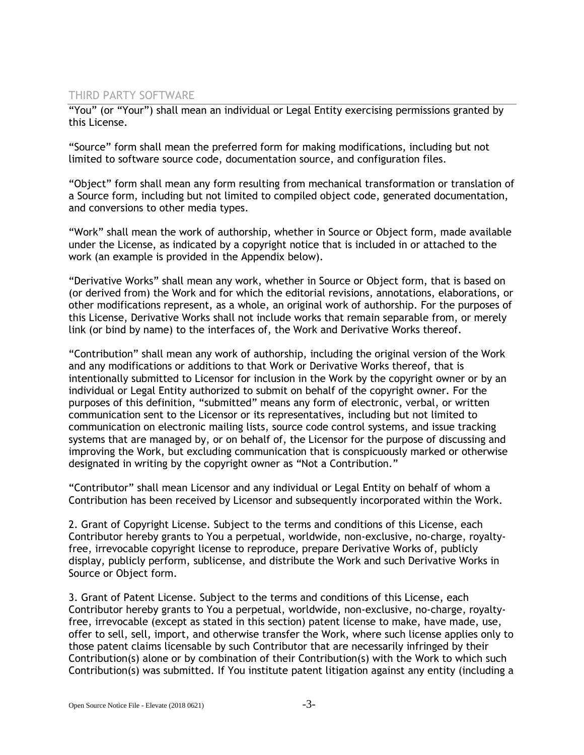## THIRD PARTY SOFTWARE

“You” (or “Your”) shall mean an individual or Legal Entity exercising permissions granted by this License.

“Source” form shall mean the preferred form for making modifications, including but not limited to software source code, documentation source, and configuration files.

“Object” form shall mean any form resulting from mechanical transformation or translation of a Source form, including but not limited to compiled object code, generated documentation, and conversions to other media types.

“Work” shall mean the work of authorship, whether in Source or Object form, made available under the License, as indicated by a copyright notice that is included in or attached to the work (an example is provided in the Appendix below).

“Derivative Works” shall mean any work, whether in Source or Object form, that is based on (or derived from) the Work and for which the editorial revisions, annotations, elaborations, or other modifications represent, as a whole, an original work of authorship. For the purposes of this License, Derivative Works shall not include works that remain separable from, or merely link (or bind by name) to the interfaces of, the Work and Derivative Works thereof.

“Contribution” shall mean any work of authorship, including the original version of the Work and any modifications or additions to that Work or Derivative Works thereof, that is intentionally submitted to Licensor for inclusion in the Work by the copyright owner or by an individual or Legal Entity authorized to submit on behalf of the copyright owner. For the purposes of this definition, “submitted” means any form of electronic, verbal, or written communication sent to the Licensor or its representatives, including but not limited to communication on electronic mailing lists, source code control systems, and issue tracking systems that are managed by, or on behalf of, the Licensor for the purpose of discussing and improving the Work, but excluding communication that is conspicuously marked or otherwise designated in writing by the copyright owner as “Not a Contribution.”

“Contributor” shall mean Licensor and any individual or Legal Entity on behalf of whom a Contribution has been received by Licensor and subsequently incorporated within the Work.

2. Grant of Copyright License. Subject to the terms and conditions of this License, each Contributor hereby grants to You a perpetual, worldwide, non-exclusive, no-charge, royalty-free, irrevocable copyright license to reproduce, prepare Derivative Works of, publicly display, publicly perform, sublicense, and distribute the Work and such Derivative Works in Source or Object form.

3. Grant of Patent License. Subject to the terms and conditions of this License, each Contributor hereby grants to You a perpetual, worldwide, non-exclusive, no-charge, royalty-free, irrevocable (except as stated in this section) patent license to make, have made, use, offer to sell, sell, import, and otherwise transfer the Work, where such license applies only to those patent claims licensable by such Contributor that are necessarily infringed by their Contribution(s) alone or by combination of their Contribution(s) with the Work to which such Contribution(s) was submitted. If You institute patent litigation against any entity (including a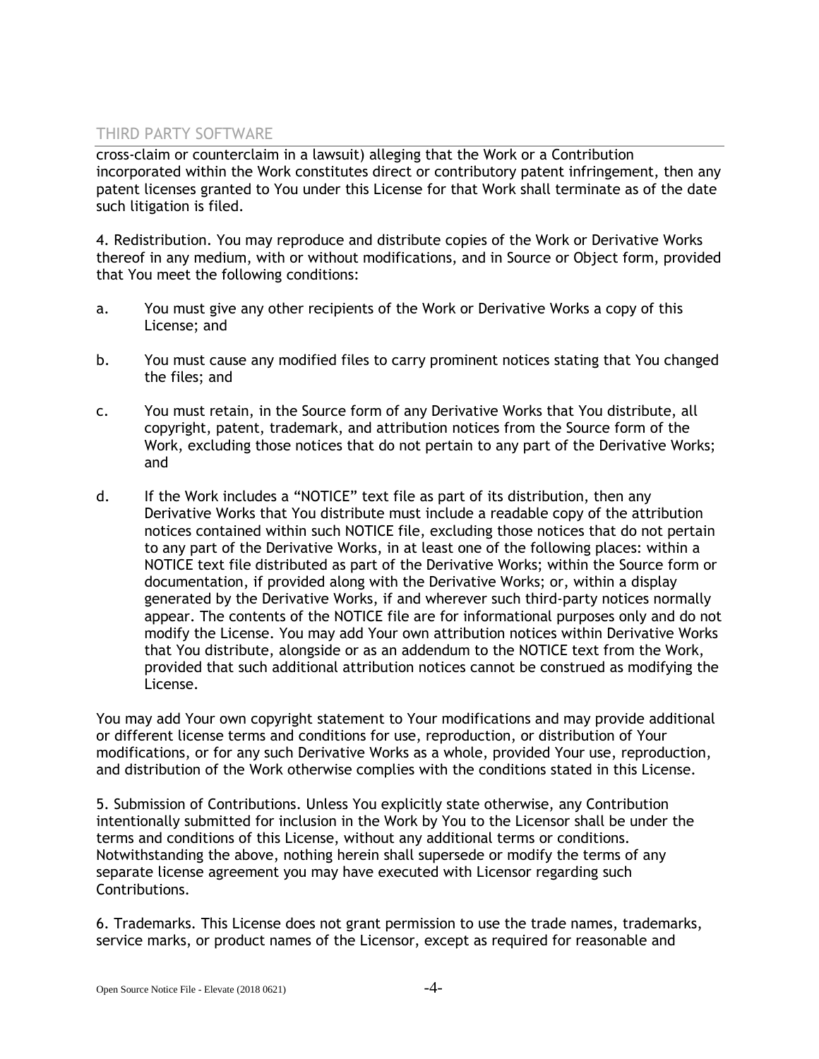cross-claim or counterclaim in a lawsuit) alleging that the Work or a Contribution incorporated within the Work constitutes direct or contributory patent infringement, then any patent licenses granted to You under this License for that Work shall terminate as of the date such litigation is filed.

4. Redistribution. You may reproduce and distribute copies of the Work or Derivative Works thereof in any medium, with or without modifications, and in Source or Object form, provided that You meet the following conditions:

a. You must give any other recipients of the Work or Derivative Works a copy of this License; and

b. You must cause any modified files to carry prominent notices stating that You changed the files; and

c. You must retain, in the Source form of any Derivative Works that You distribute, all copyright, patent, trademark, and attribution notices from the Source form of the Work, excluding those notices that do not pertain to any part of the Derivative Works; and

d. If the Work includes a "NOTICE" text file as part of its distribution, then any Derivative Works that You distribute must include a readable copy of the attribution notices contained within such NOTICE file, excluding those notices that do not pertain to any part of the Derivative Works, in at least one of the following places: within a NOTICE text file distributed as part of the Derivative Works; within the Source form or documentation, if provided along with the Derivative Works; or, within a display generated by the Derivative Works, if and wherever such third-party notices normally appear. The contents of the NOTICE file are for informational purposes only and do not modify the License. You may add Your own attribution notices within Derivative Works that You distribute, alongside or as an addendum to the NOTICE text from the Work, provided that such additional attribution notices cannot be construed as modifying the License.

You may add Your own copyright statement to Your modifications and may provide additional or different license terms and conditions for use, reproduction, or distribution of Your modifications, or for any such Derivative Works as a whole, provided Your use, reproduction, and distribution of the Work otherwise complies with the conditions stated in this License.

5. Submission of Contributions. Unless You explicitly state otherwise, any Contribution intentionally submitted for inclusion in the Work by You to the Licensor shall be under the terms and conditions of this License, without any additional terms or conditions. Notwithstanding the above, nothing herein shall supersede or modify the terms of any separate license agreement you may have executed with Licensor regarding such Contributions.

6. Trademarks. This License does not grant permission to use the trade names, trademarks, service marks, or product names of the Licensor, except as required for reasonable and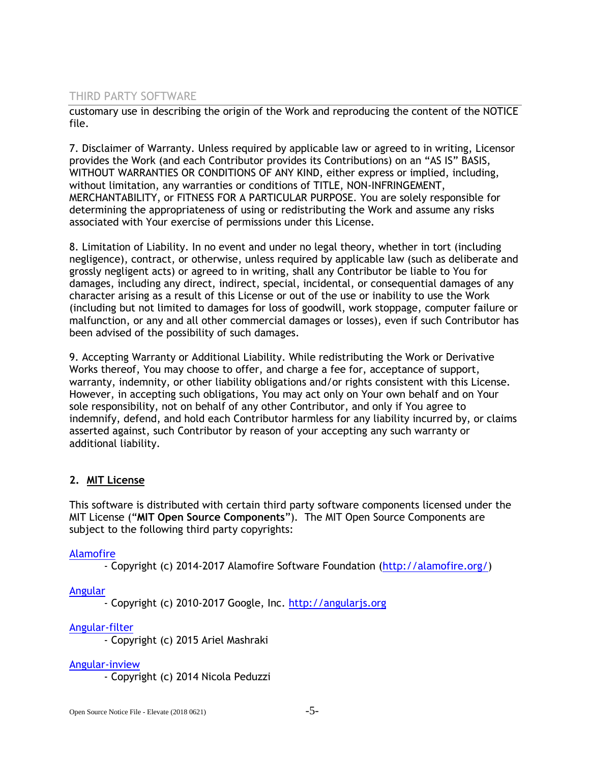customary use in describing the origin of the Work and reproducing the content of the NOTICE file.

7. Disclaimer of Warranty. Unless required by applicable law or agreed to in writing, Licensor provides the Work (and each Contributor provides its Contributions) on an "AS IS" BASIS, WITHOUT WARRANTIES OR CONDITIONS OF ANY KIND, either express or implied, including, without limitation, any warranties or conditions of TITLE, NON-INFRINGEMENT, MERCHANTABILITY, or FITNESS FOR A PARTICULAR PURPOSE. You are solely responsible for determining the appropriateness of using or redistributing the Work and assume any risks associated with Your exercise of permissions under this License.

8. Limitation of Liability. In no event and under no legal theory, whether in tort (including negligence), contract, or otherwise, unless required by applicable law (such as deliberate and grossly negligent acts) or agreed to in writing, shall any Contributor be liable to You for damages, including any direct, indirect, special, incidental, or consequential damages of any character arising as a result of this License or out of the use or inability to use the Work (including but not limited to damages for loss of goodwill, work stoppage, computer failure or malfunction, or any and all other commercial damages or losses), even if such Contributor has been advised of the possibility of such damages.

9. Accepting Warranty or Additional Liability. While redistributing the Work or Derivative Works thereof, You may choose to offer, and charge a fee for, acceptance of support, warranty, indemnity, or other liability obligations and/or rights consistent with this License. However, in accepting such obligations, You may act only on Your own behalf and on Your sole responsibility, not on behalf of any other Contributor, and only if You agree to indemnify, defend, and hold each Contributor harmless for any liability incurred by, or claims asserted against, such Contributor by reason of your accepting any such warranty or additional liability.

## 2. MIT License

This software is distributed with certain third party software components licensed under the MIT License ("**MIT Open Source Components**"). The MIT Open Source Components are subject to the following third party copyrights:

Alamofire
- Copyright (c) 2014-2017 Alamofire Software Foundation (http://alamofire.org/)

Angular
- Copyright (c) 2010-2017 Google, Inc. http://angularjs.org

Angular-filter
- Copyright (c) 2015 Ariel Mashraki

Angular-inview
- Copyright (c) 2014 Nicola Peduzzi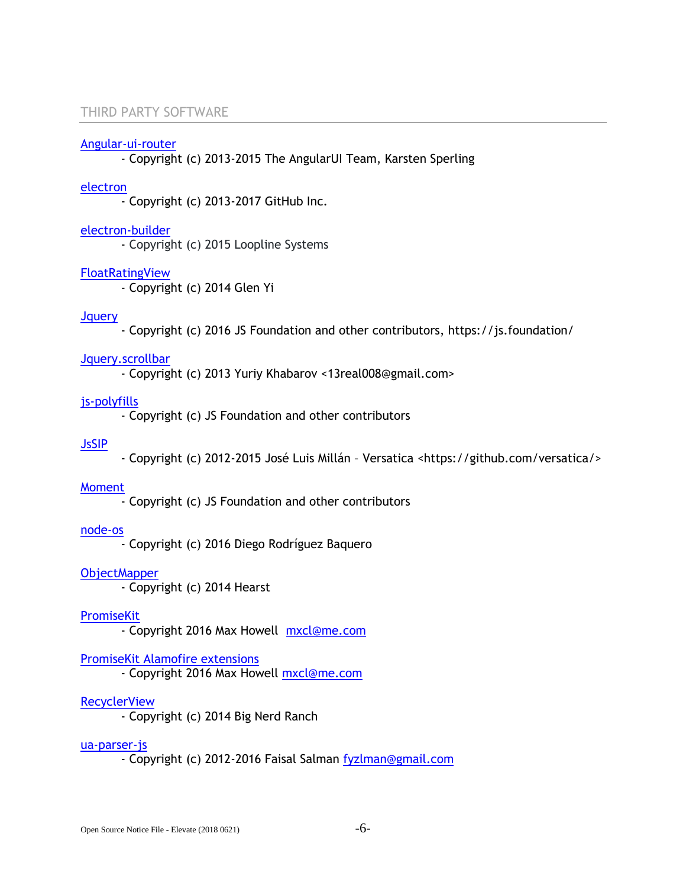## THIRD PARTY SOFTWARE

Angular-ui-router

- Copyright (c) 2013-2015 The AngularUI Team, Karsten Sperling

electron

- Copyright (c) 2013-2017 GitHub Inc.

electron-builder

- Copyright (c) 2015 Loopline Systems

FloatRatingView

- Copyright (c) 2014 Glen Yi

Jquery

- Copyright (c) 2016 JS Foundation and other contributors, https://js.foundation/

Jquery.scrollbar

- Copyright (c) 2013 Yuriy Khabarov <13real008@gmail.com>

js-polyfills

- Copyright (c) JS Foundation and other contributors

JsSIP

- Copyright (c) 2012-2015 José Luis Millán – Versatica <https://github.com/versatica/>

Moment

- Copyright (c) JS Foundation and other contributors

node-os

- Copyright (c) 2016 Diego Rodríguez Baquero

ObjectMapper

- Copyright (c) 2014 Hearst

PromiseKit

- Copyright 2016 Max Howell mxcl@me.com

PromiseKit Alamofire extensions

- Copyright 2016 Max Howell mxcl@me.com

RecyclerView

- Copyright (c) 2014 Big Nerd Ranch

ua-parser-js

- Copyright (c) 2012-2016 Faisal Salman fyzlman@gmail.com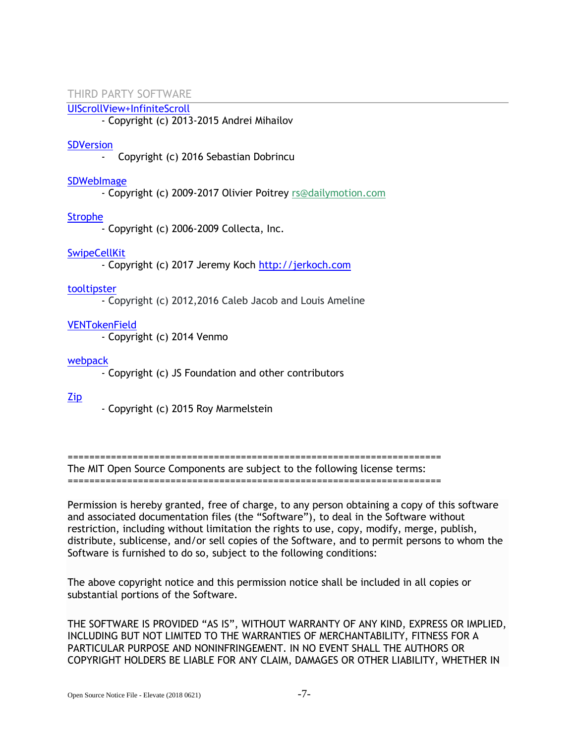THIRD PARTY SOFTWARE

UIScrollView+InfiniteScroll
- Copyright (c) 2013-2015 Andrei Mihailov

SDVersion
- Copyright (c) 2016 Sebastian Dobrincu

SDWebImage
- Copyright (c) 2009-2017 Olivier Poitrey rs@dailymotion.com

Strophe
- Copyright (c) 2006-2009 Collecta, Inc.

SwipeCellKit
- Copyright (c) 2017 Jeremy Koch http://jerkoch.com

tooltipster
- Copyright (c) 2012,2016 Caleb Jacob and Louis Ameline

VENTokenField
- Copyright (c) 2014 Venmo

webpack
- Copyright (c) JS Foundation and other contributors

Zip
- Copyright (c) 2015 Roy Marmelstein

====================================================================
The MIT Open Source Components are subject to the following license terms:
====================================================================

Permission is hereby granted, free of charge, to any person obtaining a copy of this software and associated documentation files (the "Software"), to deal in the Software without restriction, including without limitation the rights to use, copy, modify, merge, publish, distribute, sublicense, and/or sell copies of the Software, and to permit persons to whom the Software is furnished to do so, subject to the following conditions:

The above copyright notice and this permission notice shall be included in all copies or substantial portions of the Software.

THE SOFTWARE IS PROVIDED "AS IS", WITHOUT WARRANTY OF ANY KIND, EXPRESS OR IMPLIED, INCLUDING BUT NOT LIMITED TO THE WARRANTIES OF MERCHANTABILITY, FITNESS FOR A PARTICULAR PURPOSE AND NONINFRINGEMENT. IN NO EVENT SHALL THE AUTHORS OR COPYRIGHT HOLDERS BE LIABLE FOR ANY CLAIM, DAMAGES OR OTHER LIABILITY, WHETHER IN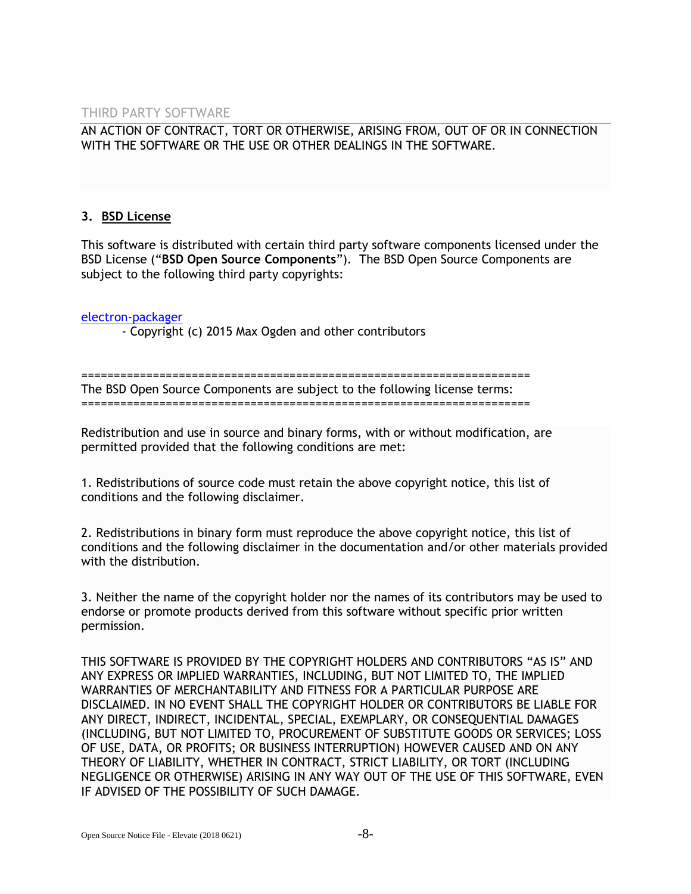AN ACTION OF CONTRACT, TORT OR OTHERWISE, ARISING FROM, OUT OF OR IN CONNECTION WITH THE SOFTWARE OR THE USE OR OTHER DEALINGS IN THE SOFTWARE.

### 3. BSD License

This software is distributed with certain third party software components licensed under the BSD License ("**BSD Open Source Components**"). The BSD Open Source Components are subject to the following third party copyrights:

electron-packager
- Copyright (c) 2015 Max Ogden and other contributors

====================================================================
The BSD Open Source Components are subject to the following license terms:
====================================================================

Redistribution and use in source and binary forms, with or without modification, are permitted provided that the following conditions are met:

1. Redistributions of source code must retain the above copyright notice, this list of conditions and the following disclaimer.

2. Redistributions in binary form must reproduce the above copyright notice, this list of conditions and the following disclaimer in the documentation and/or other materials provided with the distribution.

3. Neither the name of the copyright holder nor the names of its contributors may be used to endorse or promote products derived from this software without specific prior written permission.

THIS SOFTWARE IS PROVIDED BY THE COPYRIGHT HOLDERS AND CONTRIBUTORS "AS IS" AND ANY EXPRESS OR IMPLIED WARRANTIES, INCLUDING, BUT NOT LIMITED TO, THE IMPLIED WARRANTIES OF MERCHANTABILITY AND FITNESS FOR A PARTICULAR PURPOSE ARE DISCLAIMED. IN NO EVENT SHALL THE COPYRIGHT HOLDER OR CONTRIBUTORS BE LIABLE FOR ANY DIRECT, INDIRECT, INCIDENTAL, SPECIAL, EXEMPLARY, OR CONSEQUENTIAL DAMAGES (INCLUDING, BUT NOT LIMITED TO, PROCUREMENT OF SUBSTITUTE GOODS OR SERVICES; LOSS OF USE, DATA, OR PROFITS; OR BUSINESS INTERRUPTION) HOWEVER CAUSED AND ON ANY THEORY OF LIABILITY, WHETHER IN CONTRACT, STRICT LIABILITY, OR TORT (INCLUDING NEGLIGENCE OR OTHERWISE) ARISING IN ANY WAY OUT OF THE USE OF THIS SOFTWARE, EVEN IF ADVISED OF THE POSSIBILITY OF SUCH DAMAGE.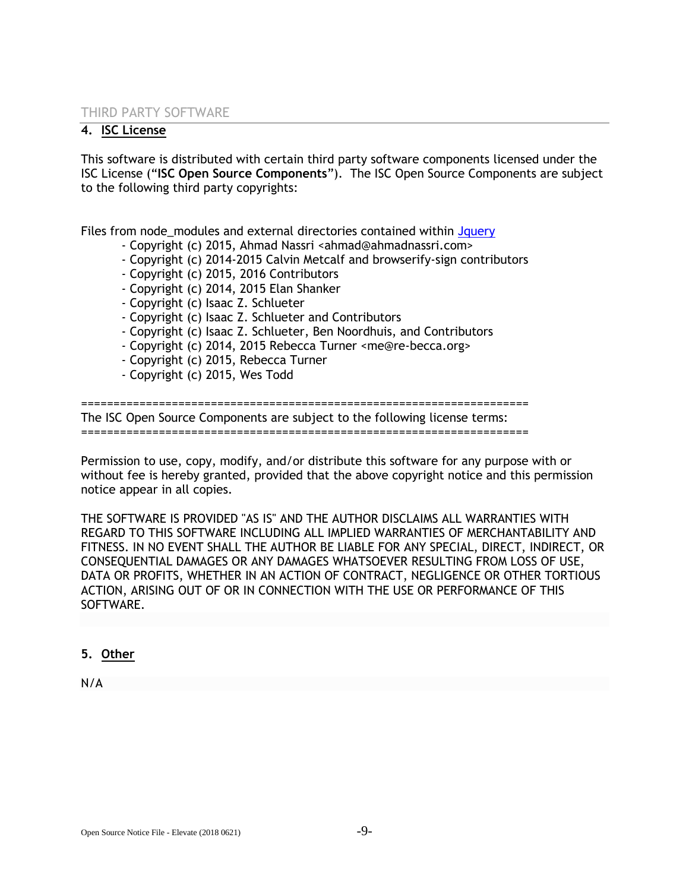## 4. ISC License

This software is distributed with certain third party software components licensed under the ISC License (“**ISC Open Source Components**”). The ISC Open Source Components are subject to the following third party copyrights:

Files from node_modules and external directories contained within Jquery

- Copyright (c) 2015, Ahmad Nassri <ahmad@ahmadnassri.com>
- Copyright (c) 2014-2015 Calvin Metcalf and browserify-sign contributors
- Copyright (c) 2015, 2016 Contributors
- Copyright (c) 2014, 2015 Elan Shanker
- Copyright (c) Isaac Z. Schlueter
- Copyright (c) Isaac Z. Schlueter and Contributors
- Copyright (c) Isaac Z. Schlueter, Ben Noordhuis, and Contributors
- Copyright (c) 2014, 2015 Rebecca Turner <me@re-becca.org>
- Copyright (c) 2015, Rebecca Turner
- Copyright (c) 2015, Wes Todd

====================================================================
The ISC Open Source Components are subject to the following license terms:
====================================================================

Permission to use, copy, modify, and/or distribute this software for any purpose with or without fee is hereby granted, provided that the above copyright notice and this permission notice appear in all copies.

THE SOFTWARE IS PROVIDED "AS IS" AND THE AUTHOR DISCLAIMS ALL WARRANTIES WITH REGARD TO THIS SOFTWARE INCLUDING ALL IMPLIED WARRANTIES OF MERCHANTABILITY AND FITNESS. IN NO EVENT SHALL THE AUTHOR BE LIABLE FOR ANY SPECIAL, DIRECT, INDIRECT, OR CONSEQUENTIAL DAMAGES OR ANY DAMAGES WHATSOEVER RESULTING FROM LOSS OF USE, DATA OR PROFITS, WHETHER IN AN ACTION OF CONTRACT, NEGLIGENCE OR OTHER TORTIOUS ACTION, ARISING OUT OF OR IN CONNECTION WITH THE USE OR PERFORMANCE OF THIS SOFTWARE.

## 5. Other

N/A